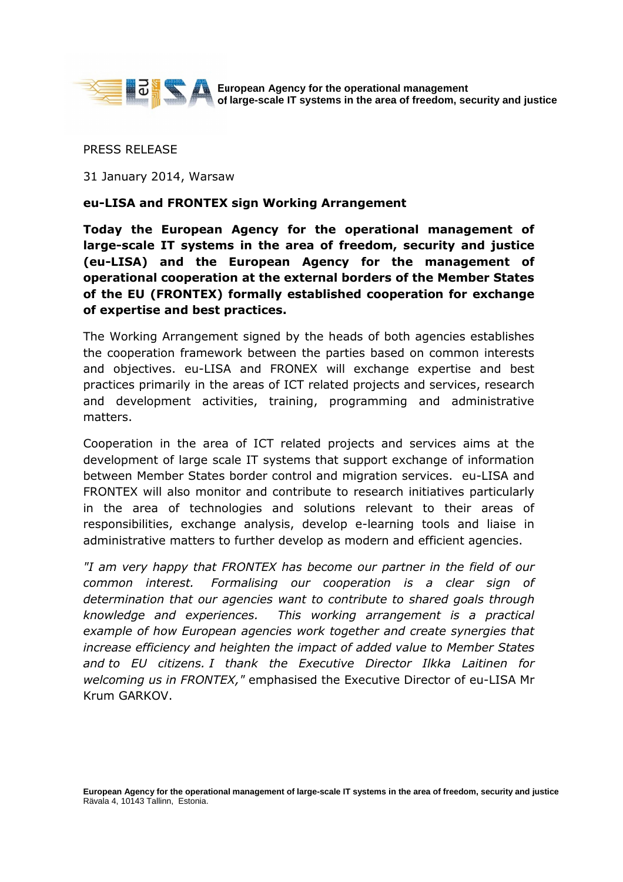European Agency for the operational management of large-scale IT systems in the area of freedom, security and justice

PRESS RELEASE

31 January 2014, Warsaw

**eu-LISA and FRONTEX sign Working Arrangement**

**Today the European Agency for the operational management of large-scale IT systems in the area of freedom, security and justice (eu-LISA) and the European Agency for the management of operational cooperation at the external borders of the Member States of the EU (FRONTEX) formally established cooperation for exchange of expertise and best practices.**

The Working Arrangement signed by the heads of both agencies establishes the cooperation framework between the parties based on common interests and objectives. eu-LISA and FRONEX will exchange expertise and best practices primarily in the areas of ICT related projects and services, research and development activities, training, programming and administrative matters.

Cooperation in the area of ICT related projects and services aims at the development of large scale IT systems that support exchange of information between Member States border control and migration services. eu-LISA and FRONTEX will also monitor and contribute to research initiatives particularly in the area of technologies and solutions relevant to their areas of responsibilities, exchange analysis, develop e-learning tools and liaise in administrative matters to further develop as modern and efficient agencies.

*"I am very happy that FRONTEX has become our partner in the field of our common interest. Formalising our cooperation is a clear sign of determination that our agencies want to contribute to shared goals through knowledge and experiences. This working arrangement is a practical example of how European agencies work together and create synergies that increase efficiency and heighten the impact of added value to Member States and to EU citizens. I thank the Executive Director Ilkka Laitinen for welcoming us in FRONTEX,"* emphasised the Executive Director of eu-LISA Mr Krum GARKOV.

**European Agency for the operational management of large-scale IT systems in the area of freedom, security and justice**
Rävala 4, 10143 Tallinn, Estonia.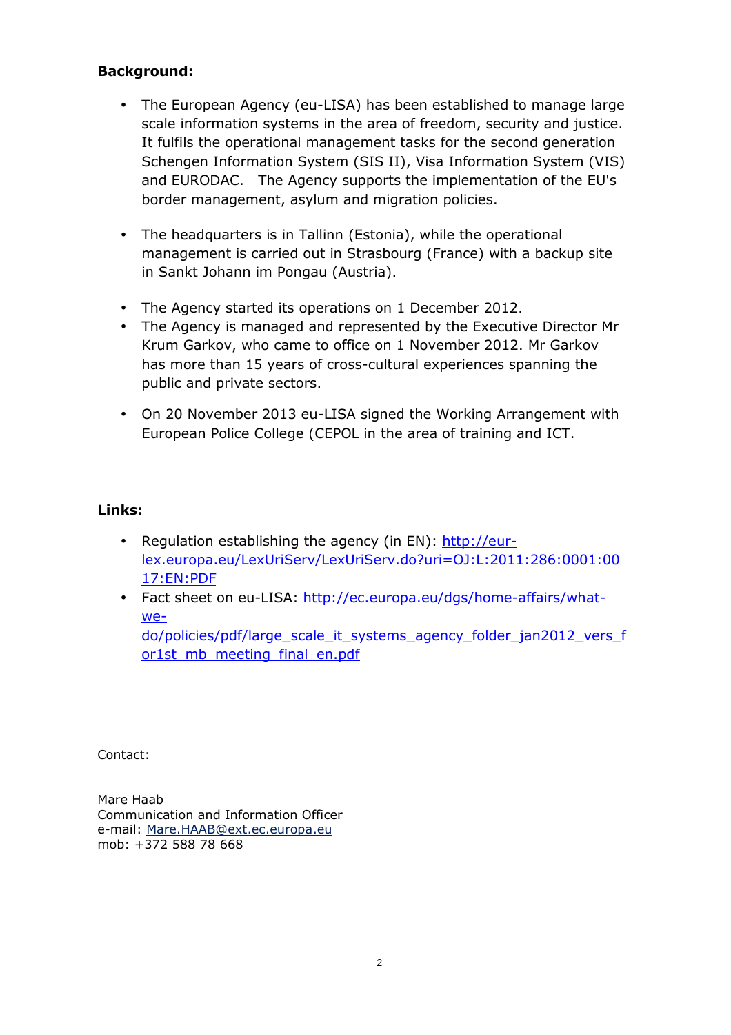**Background:**

- The European Agency (eu-LISA) has been established to manage large scale information systems in the area of freedom, security and justice. It fulfils the operational management tasks for the second generation Schengen Information System (SIS II), Visa Information System (VIS) and EURODAC. The Agency supports the implementation of the EU's border management, asylum and migration policies.
- The headquarters is in Tallinn (Estonia), while the operational management is carried out in Strasbourg (France) with a backup site in Sankt Johann im Pongau (Austria).
- The Agency started its operations on 1 December 2012.
- The Agency is managed and represented by the Executive Director Mr Krum Garkov, who came to office on 1 November 2012. Mr Garkov has more than 15 years of cross-cultural experiences spanning the public and private sectors.
- On 20 November 2013 eu-LISA signed the Working Arrangement with European Police College (CEPOL in the area of training and ICT.

**Links:**

- Regulation establishing the agency (in EN): http://eur-lex.europa.eu/LexUriServ/LexUriServ.do?uri=OJ:L:2011:286:0001:0017:EN:PDF
- Fact sheet on eu-LISA: http://ec.europa.eu/dgs/home-affairs/what-we-do/policies/pdf/large_scale_it_systems_agency_folder_jan2012_vers_for1st_mb_meeting_final_en.pdf

Contact:

Mare Haab
Communication and Information Officer
e-mail: Mare.HAAB@ext.ec.europa.eu
mob: +372 588 78 668